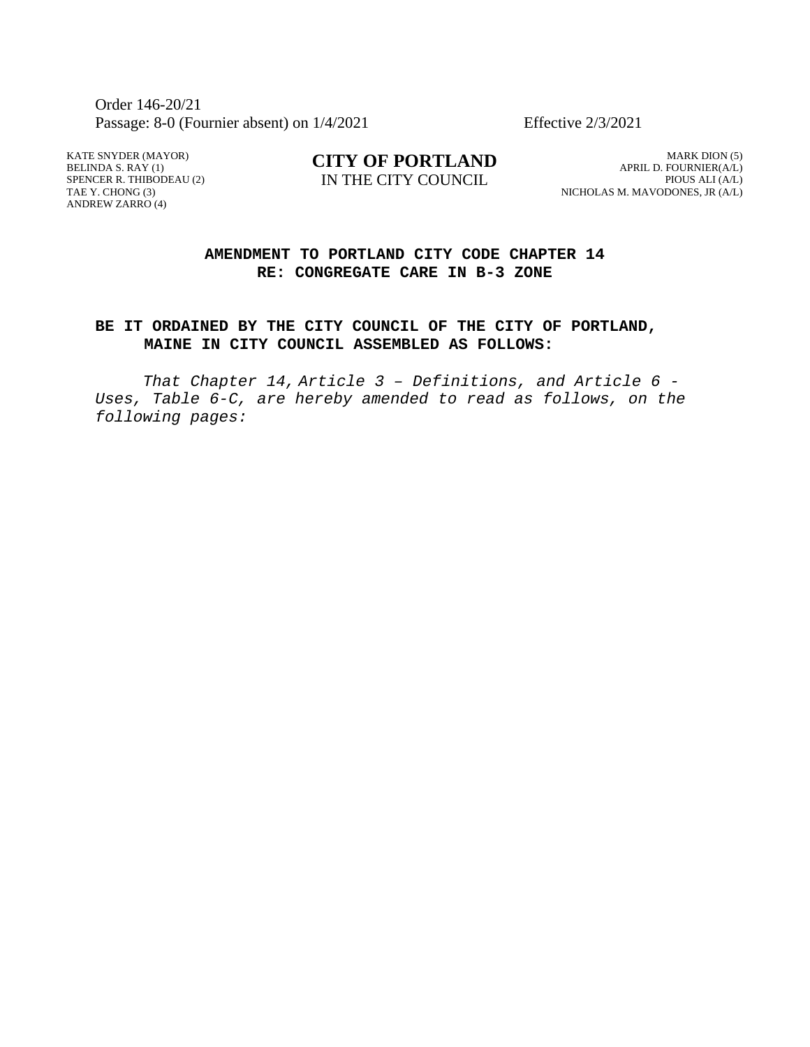Order 146-20/21
Passage: 8-0 (Fournier absent) on 1/4/2021 Effective 2/3/2021

KATE SNYDER (MAYOR)
BELINDA S. RAY (1)
SPENCER R. THIBODEAU (2)
TAE Y. CHONG (3)
ANDREW ZARRO (4)

**CITY OF PORTLAND**
IN THE CITY COUNCIL

MARK DION (5)
APRIL D. FOURNIER(A/L)
PIOUS ALI (A/L)
NICHOLAS M. MAVODONES, JR (A/L)

## AMENDMENT TO PORTLAND CITY CODE CHAPTER 14 RE: CONGREGATE CARE IN B-3 ZONE

**BE IT ORDAINED BY THE CITY COUNCIL OF THE CITY OF PORTLAND, MAINE IN CITY COUNCIL ASSEMBLED AS FOLLOWS:**

*That Chapter 14, Article 3 – Definitions, and Article 6 - Uses, Table 6-C, are hereby amended to read as follows, on the following pages:*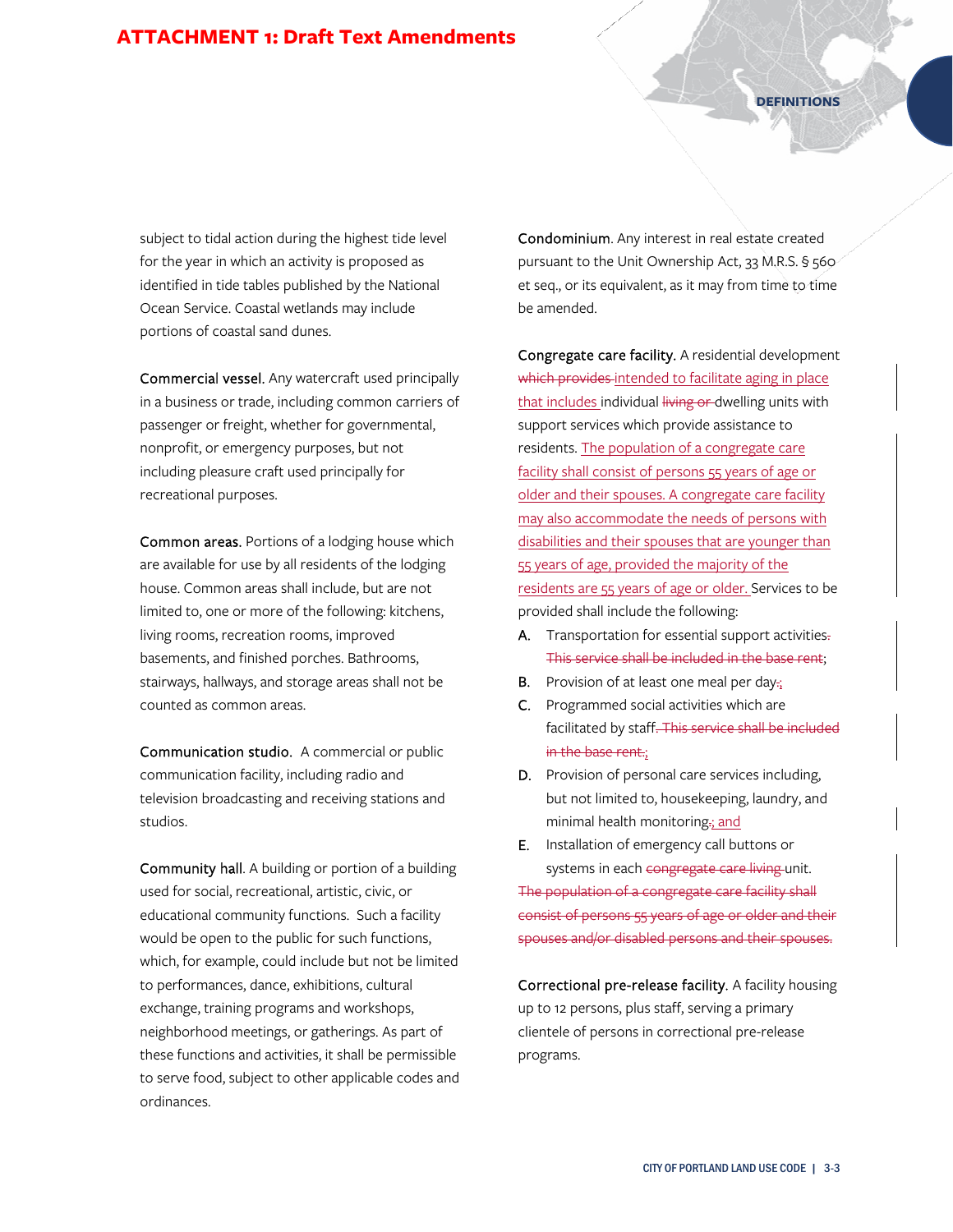subject to tidal action during the highest tide level for the year in which an activity is proposed as identified in tide tables published by the National Ocean Service. Coastal wetlands may include portions of coastal sand dunes.

**Commercial vessel.** Any watercraft used principally in a business or trade, including common carriers of passenger or freight, whether for governmental, nonprofit, or emergency purposes, but not including pleasure craft used principally for recreational purposes.

**Common areas.** Portions of a lodging house which are available for use by all residents of the lodging house. Common areas shall include, but are not limited to, one or more of the following: kitchens, living rooms, recreation rooms, improved basements, and finished porches. Bathrooms, stairways, hallways, and storage areas shall not be counted as common areas.

**Communication studio.** A commercial or public communication facility, including radio and television broadcasting and receiving stations and studios.

**Community hall.** A building or portion of a building used for social, recreational, artistic, civic, or educational community functions. Such a facility would be open to the public for such functions, which, for example, could include but not be limited to performances, dance, exhibitions, cultural exchange, training programs and workshops, neighborhood meetings, or gatherings. As part of these functions and activities, it shall be permissible to serve food, subject to other applicable codes and ordinances.

**Condominium.** Any interest in real estate created pursuant to the Unit Ownership Act, 33 M.R.S. § 560 et seq., or its equivalent, as it may from time to time be amended.

**Congregate care facility.** A residential development ~~which provides~~ <ins>intended to facilitate aging in place that includes</ins> individual ~~living or~~ dwelling units with support services which provide assistance to residents. <ins>The population of a congregate care facility shall consist of persons 55 years of age or older and their spouses. A congregate care facility may also accommodate the needs of persons with disabilities and their spouses that are younger than 55 years of age, provided the majority of the residents are 55 years of age or older.</ins> Services to be provided shall include the following:

A. Transportation for essential support activities~~.~~ ~~This service shall be included in the base rent~~;
B. Provision of at least one meal per day~~.~~<ins>;</ins>
C. Programmed social activities which are facilitated by staff~~. This service shall be included in the base rent.~~<ins>;</ins>
D. Provision of personal care services including, but not limited to, housekeeping, laundry, and minimal health monitoring~~.~~<ins>; and</ins>
E. Installation of emergency call buttons or systems in each ~~congregate care living~~ unit.

~~The population of a congregate care facility shall consist of persons 55 years of age or older and their spouses and/or disabled persons and their spouses.~~

**Correctional pre-release facility.** A facility housing up to 12 persons, plus staff, serving a primary clientele of persons in correctional pre-release programs.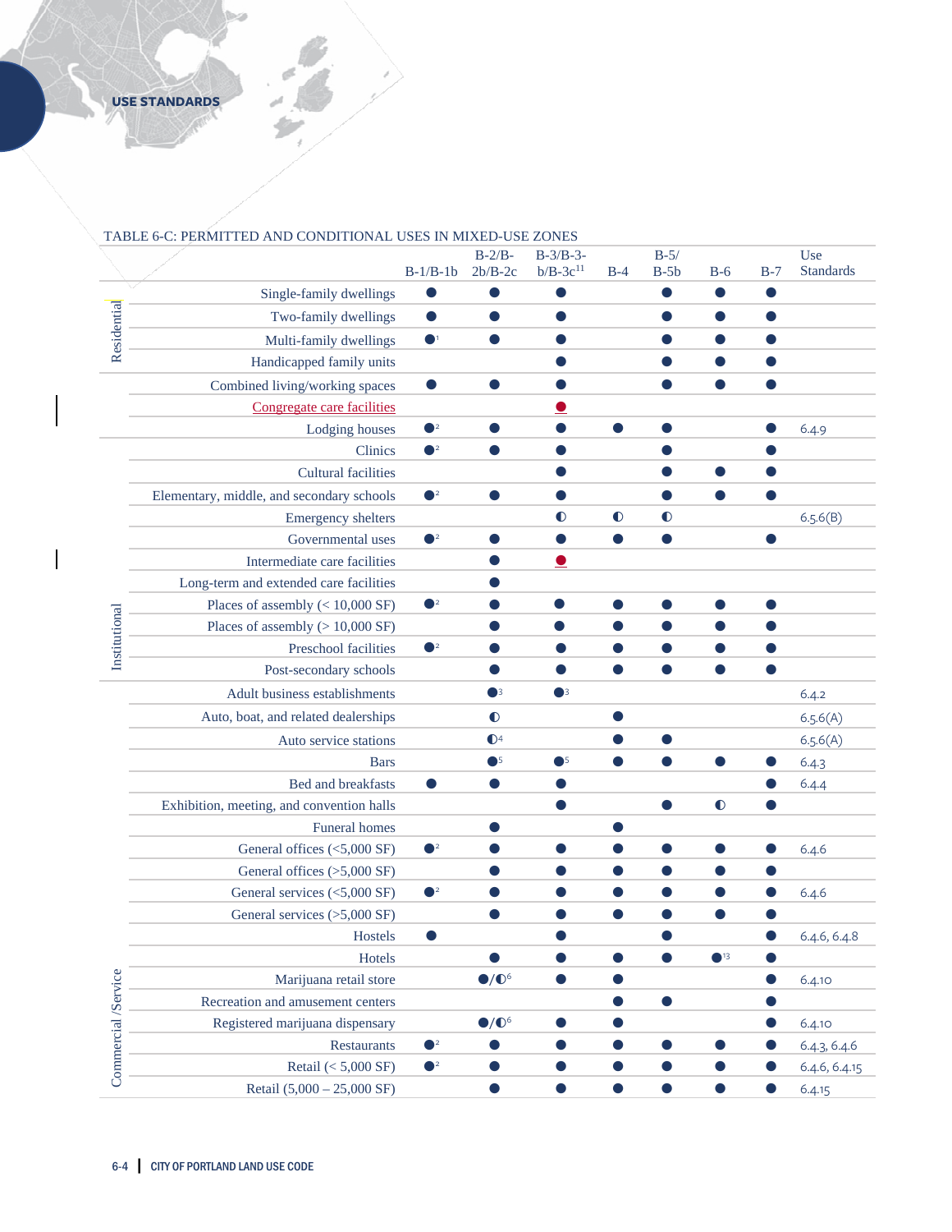TABLE 6-C: PERMITTED AND CONDITIONAL USES IN MIXED-USE ZONES

| | | B-1/B-1b | B-2/B-2b/B-2c | B-3/B-3-b/B-3c[11] | B-4 | B-5/B-5b | B-6 | B-7 | Use Standards |
|---|---|---|---|---|---|---|---|---|---|
| Residential | Single-family dwellings | ● | ● | ● | | ● | ● | ● | |
| | Two-family dwellings | ● | ● | ● | | ● | ● | ● | |
| | Multi-family dwellings | ●[1] | ● | ● | | ● | ● | ● | |
| | Handicapped family units | | | ● | | ● | ● | ● | |
| | Combined living/working spaces | ● | ● | ● | | ● | ● | ● | |
| | Congregate care facilities | | | ● | | | | | |
| | Lodging houses | ●[2] | ● | ● | ● | ● | | ● | 6.4.9 |
| Institutional | Clinics | ●[2] | ● | ● | | ● | | ● | |
| | Cultural facilities | | | ● | | ● | ● | ● | |
| | Elementary, middle, and secondary schools | ●[2] | ● | ● | | ● | ● | ● | |
| | Emergency shelters | | | ◐ | ◐ | ◐ | | | 6.5.6(B) |
| | Governmental uses | ●[2] | ● | ● | ● | ● | | ● | |
| | Intermediate care facilities | | ● | ● | | | | | |
| | Long-term and extended care facilities | | ● | | | | | | |
| | Places of assembly (< 10,000 SF) | ●[2] | ● | ● | ● | ● | ● | ● | |
| | Places of assembly (> 10,000 SF) | | ● | ● | ● | ● | ● | ● | |
| | Preschool facilities | ●[2] | ● | ● | ● | ● | ● | ● | |
| | Post-secondary schools | | ● | ● | ● | ● | ● | ● | |
| Commercial /Service | Adult business establishments | | ●[3] | ●[3] | | | | | 6.4.2 |
| | Auto, boat, and related dealerships | | ◐ | | ● | | | | 6.5.6(A) |
| | Auto service stations | | ◐[4] | | ● | ● | | | 6.5.6(A) |
| | Bars | | ●[5] | ●[5] | ● | ● | ● | ● | 6.4.3 |
| | Bed and breakfasts | ● | ● | ● | | | | ● | 6.4.4 |
| | Exhibition, meeting, and convention halls | | | ● | | ● | ◐ | ● | |
| | Funeral homes | | ● | | ● | | | | |
| | General offices (<5,000 SF) | ●[2] | ● | ● | ● | ● | ● | ● | 6.4.6 |
| | General offices (>5,000 SF) | | ● | ● | ● | ● | ● | ● | |
| | General services (<5,000 SF) | ●[2] | ● | ● | ● | ● | ● | ● | 6.4.6 |
| | General services (>5,000 SF) | | ● | ● | ● | ● | ● | ● | |
| | Hostels | ● | | ● | | ● | | ● | 6.4.6, 6.4.8 |
| | Hotels | | ● | ● | ● | ● | ●[13] | ● | |
| | Marijuana retail store | | ●/◐[6] | ● | ● | | | ● | 6.4.10 |
| | Recreation and amusement centers | | | | ● | ● | | ● | |
| | Registered marijuana dispensary | | ●/◐[6] | ● | ● | | | ● | 6.4.10 |
| | Restaurants | ●[2] | ● | ● | ● | ● | ● | ● | 6.4.3, 6.4.6 |
| | Retail (< 5,000 SF) | ●[2] | ● | ● | ● | ● | ● | ● | 6.4.6, 6.4.15 |
| | Retail (5,000 – 25,000 SF) | | ● | ● | ● | ● | ● | ● | 6.4.15 |